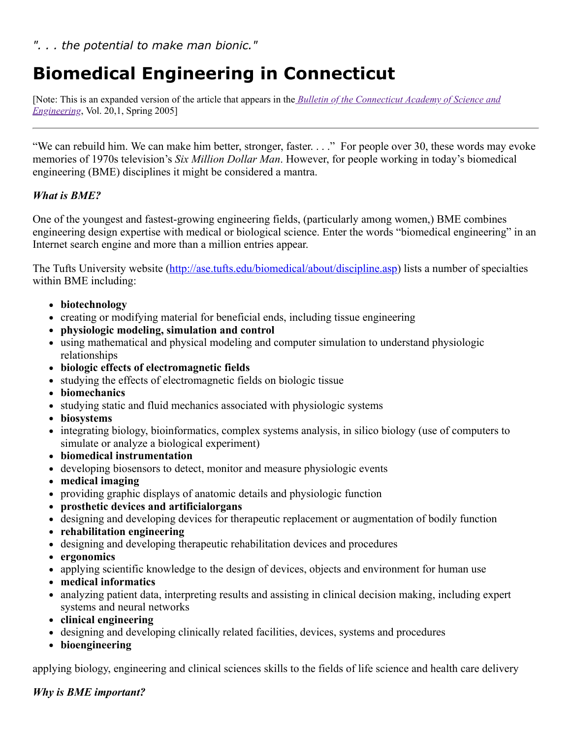*". . . the potential to make man bionic."*

# Biomedical Engineering in Connecticut

[Note: This is an expanded version of the article that appears in the *Bulletin of the Connecticut Academy of Science and Engineering*, Vol. 20,1, Spring 2005]

---

"We can rebuild him. We can make him better, stronger, faster. . . ." For people over 30, these words may evoke memories of 1970s television's *Six Million Dollar Man*. However, for people working in today's biomedical engineering (BME) disciplines it might be considered a mantra.

### *What is BME?*

One of the youngest and fastest-growing engineering fields, (particularly among women,) BME combines engineering design expertise with medical or biological science. Enter the words "biomedical engineering" in an Internet search engine and more than a million entries appear.

The Tufts University website (http://ase.tufts.edu/biomedical/about/discipline.asp) lists a number of specialties within BME including:

- **biotechnology**
- creating or modifying material for beneficial ends, including tissue engineering
- **physiologic modeling, simulation and control**
- using mathematical and physical modeling and computer simulation to understand physiologic relationships
- **biologic effects of electromagnetic fields**
- studying the effects of electromagnetic fields on biologic tissue
- **biomechanics**
- studying static and fluid mechanics associated with physiologic systems
- **biosystems**
- integrating biology, bioinformatics, complex systems analysis, in silico biology (use of computers to simulate or analyze a biological experiment)
- **biomedical instrumentation**
- developing biosensors to detect, monitor and measure physiologic events
- **medical imaging**
- providing graphic displays of anatomic details and physiologic function
- **prosthetic devices and artificialorgans**
- designing and developing devices for therapeutic replacement or augmentation of bodily function
- **rehabilitation engineering**
- designing and developing therapeutic rehabilitation devices and procedures
- **ergonomics**
- applying scientific knowledge to the design of devices, objects and environment for human use
- **medical informatics**
- analyzing patient data, interpreting results and assisting in clinical decision making, including expert systems and neural networks
- **clinical engineering**
- designing and developing clinically related facilities, devices, systems and procedures
- **bioengineering**

applying biology, engineering and clinical sciences skills to the fields of life science and health care delivery

### *Why is BME important?*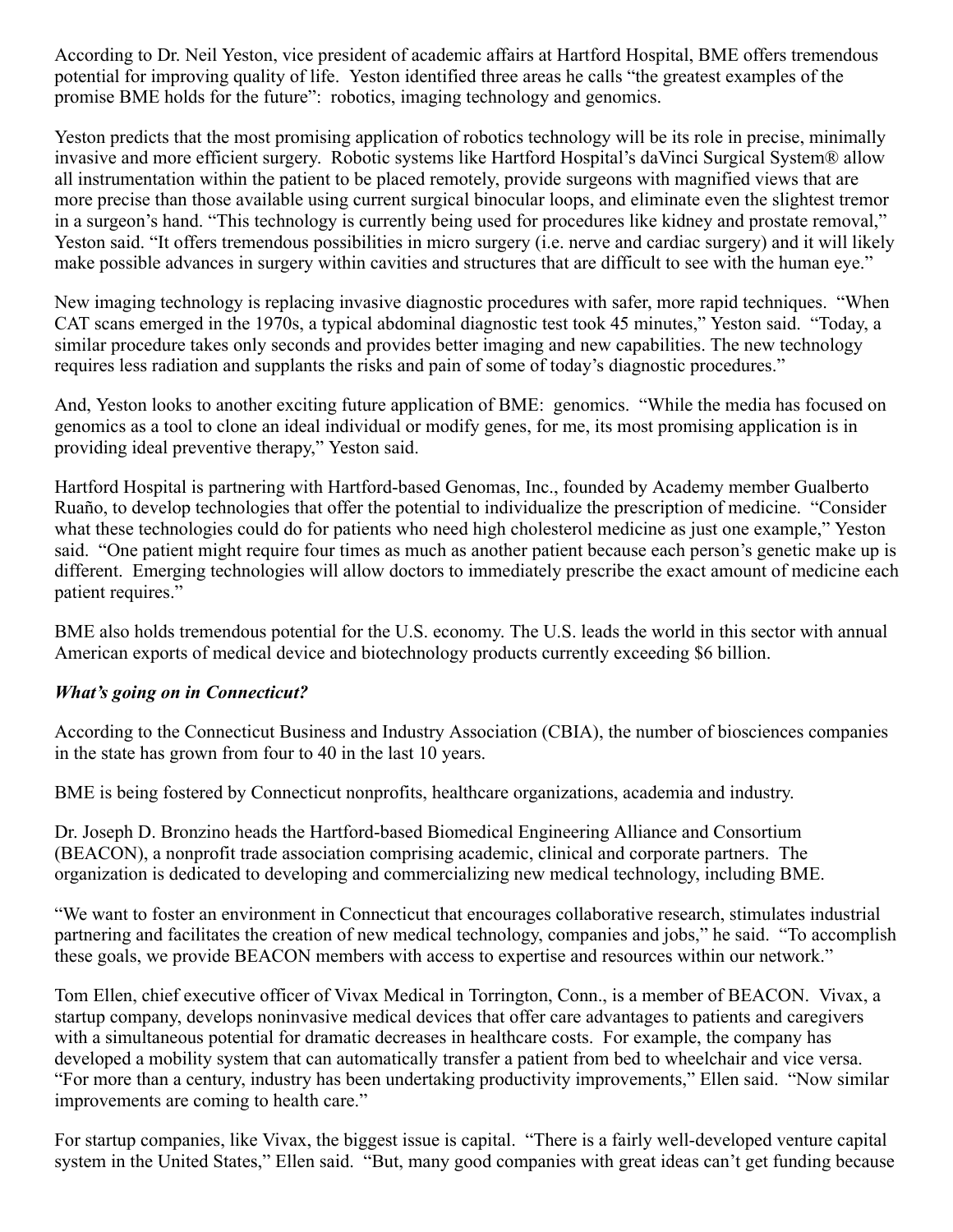According to Dr. Neil Yeston, vice president of academic affairs at Hartford Hospital, BME offers tremendous potential for improving quality of life. Yeston identified three areas he calls "the greatest examples of the promise BME holds for the future": robotics, imaging technology and genomics.

Yeston predicts that the most promising application of robotics technology will be its role in precise, minimally invasive and more efficient surgery. Robotic systems like Hartford Hospital's daVinci Surgical System® allow all instrumentation within the patient to be placed remotely, provide surgeons with magnified views that are more precise than those available using current surgical binocular loops, and eliminate even the slightest tremor in a surgeon's hand. "This technology is currently being used for procedures like kidney and prostate removal," Yeston said. "It offers tremendous possibilities in micro surgery (i.e. nerve and cardiac surgery) and it will likely make possible advances in surgery within cavities and structures that are difficult to see with the human eye."

New imaging technology is replacing invasive diagnostic procedures with safer, more rapid techniques. "When CAT scans emerged in the 1970s, a typical abdominal diagnostic test took 45 minutes," Yeston said. "Today, a similar procedure takes only seconds and provides better imaging and new capabilities. The new technology requires less radiation and supplants the risks and pain of some of today's diagnostic procedures."

And, Yeston looks to another exciting future application of BME: genomics. "While the media has focused on genomics as a tool to clone an ideal individual or modify genes, for me, its most promising application is in providing ideal preventive therapy," Yeston said.

Hartford Hospital is partnering with Hartford-based Genomas, Inc., founded by Academy member Gualberto Ruaño, to develop technologies that offer the potential to individualize the prescription of medicine. "Consider what these technologies could do for patients who need high cholesterol medicine as just one example," Yeston said. "One patient might require four times as much as another patient because each person's genetic make up is different. Emerging technologies will allow doctors to immediately prescribe the exact amount of medicine each patient requires."

BME also holds tremendous potential for the U.S. economy. The U.S. leads the world in this sector with annual American exports of medical device and biotechnology products currently exceeding $6 billion.

### *What's going on in Connecticut?*

According to the Connecticut Business and Industry Association (CBIA), the number of biosciences companies in the state has grown from four to 40 in the last 10 years.

BME is being fostered by Connecticut nonprofits, healthcare organizations, academia and industry.

Dr. Joseph D. Bronzino heads the Hartford-based Biomedical Engineering Alliance and Consortium (BEACON), a nonprofit trade association comprising academic, clinical and corporate partners. The organization is dedicated to developing and commercializing new medical technology, including BME.

"We want to foster an environment in Connecticut that encourages collaborative research, stimulates industrial partnering and facilitates the creation of new medical technology, companies and jobs," he said. "To accomplish these goals, we provide BEACON members with access to expertise and resources within our network."

Tom Ellen, chief executive officer of Vivax Medical in Torrington, Conn., is a member of BEACON. Vivax, a startup company, develops noninvasive medical devices that offer care advantages to patients and caregivers with a simultaneous potential for dramatic decreases in healthcare costs. For example, the company has developed a mobility system that can automatically transfer a patient from bed to wheelchair and vice versa. "For more than a century, industry has been undertaking productivity improvements," Ellen said. "Now similar improvements are coming to health care."

For startup companies, like Vivax, the biggest issue is capital. "There is a fairly well-developed venture capital system in the United States," Ellen said. "But, many good companies with great ideas can't get funding because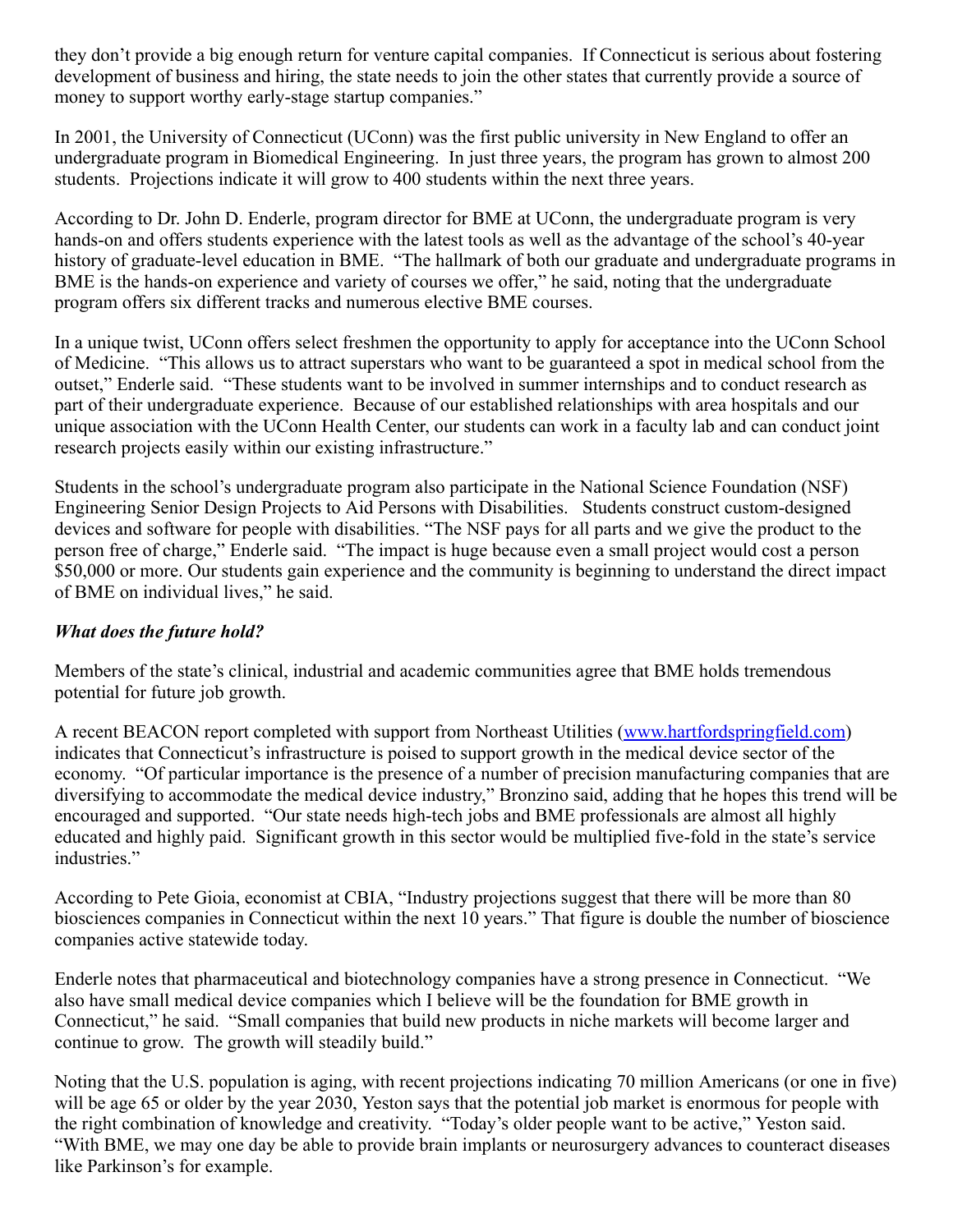they don't provide a big enough return for venture capital companies. If Connecticut is serious about fostering development of business and hiring, the state needs to join the other states that currently provide a source of money to support worthy early-stage startup companies."

In 2001, the University of Connecticut (UConn) was the first public university in New England to offer an undergraduate program in Biomedical Engineering. In just three years, the program has grown to almost 200 students. Projections indicate it will grow to 400 students within the next three years.

According to Dr. John D. Enderle, program director for BME at UConn, the undergraduate program is very hands-on and offers students experience with the latest tools as well as the advantage of the school's 40-year history of graduate-level education in BME. "The hallmark of both our graduate and undergraduate programs in BME is the hands-on experience and variety of courses we offer," he said, noting that the undergraduate program offers six different tracks and numerous elective BME courses.

In a unique twist, UConn offers select freshmen the opportunity to apply for acceptance into the UConn School of Medicine. "This allows us to attract superstars who want to be guaranteed a spot in medical school from the outset," Enderle said. "These students want to be involved in summer internships and to conduct research as part of their undergraduate experience. Because of our established relationships with area hospitals and our unique association with the UConn Health Center, our students can work in a faculty lab and can conduct joint research projects easily within our existing infrastructure."

Students in the school's undergraduate program also participate in the National Science Foundation (NSF) Engineering Senior Design Projects to Aid Persons with Disabilities. Students construct custom-designed devices and software for people with disabilities. "The NSF pays for all parts and we give the product to the person free of charge," Enderle said. "The impact is huge because even a small project would cost a person $50,000 or more. Our students gain experience and the community is beginning to understand the direct impact of BME on individual lives," he said.

***What does the future hold?***

Members of the state's clinical, industrial and academic communities agree that BME holds tremendous potential for future job growth.

A recent BEACON report completed with support from Northeast Utilities (www.hartfordspringfield.com) indicates that Connecticut's infrastructure is poised to support growth in the medical device sector of the economy. "Of particular importance is the presence of a number of precision manufacturing companies that are diversifying to accommodate the medical device industry," Bronzino said, adding that he hopes this trend will be encouraged and supported. "Our state needs high-tech jobs and BME professionals are almost all highly educated and highly paid. Significant growth in this sector would be multiplied five-fold in the state's service industries."

According to Pete Gioia, economist at CBIA, "Industry projections suggest that there will be more than 80 biosciences companies in Connecticut within the next 10 years." That figure is double the number of bioscience companies active statewide today.

Enderle notes that pharmaceutical and biotechnology companies have a strong presence in Connecticut. "We also have small medical device companies which I believe will be the foundation for BME growth in Connecticut," he said. "Small companies that build new products in niche markets will become larger and continue to grow. The growth will steadily build."

Noting that the U.S. population is aging, with recent projections indicating 70 million Americans (or one in five) will be age 65 or older by the year 2030, Yeston says that the potential job market is enormous for people with the right combination of knowledge and creativity. "Today's older people want to be active," Yeston said. "With BME, we may one day be able to provide brain implants or neurosurgery advances to counteract diseases like Parkinson's for example.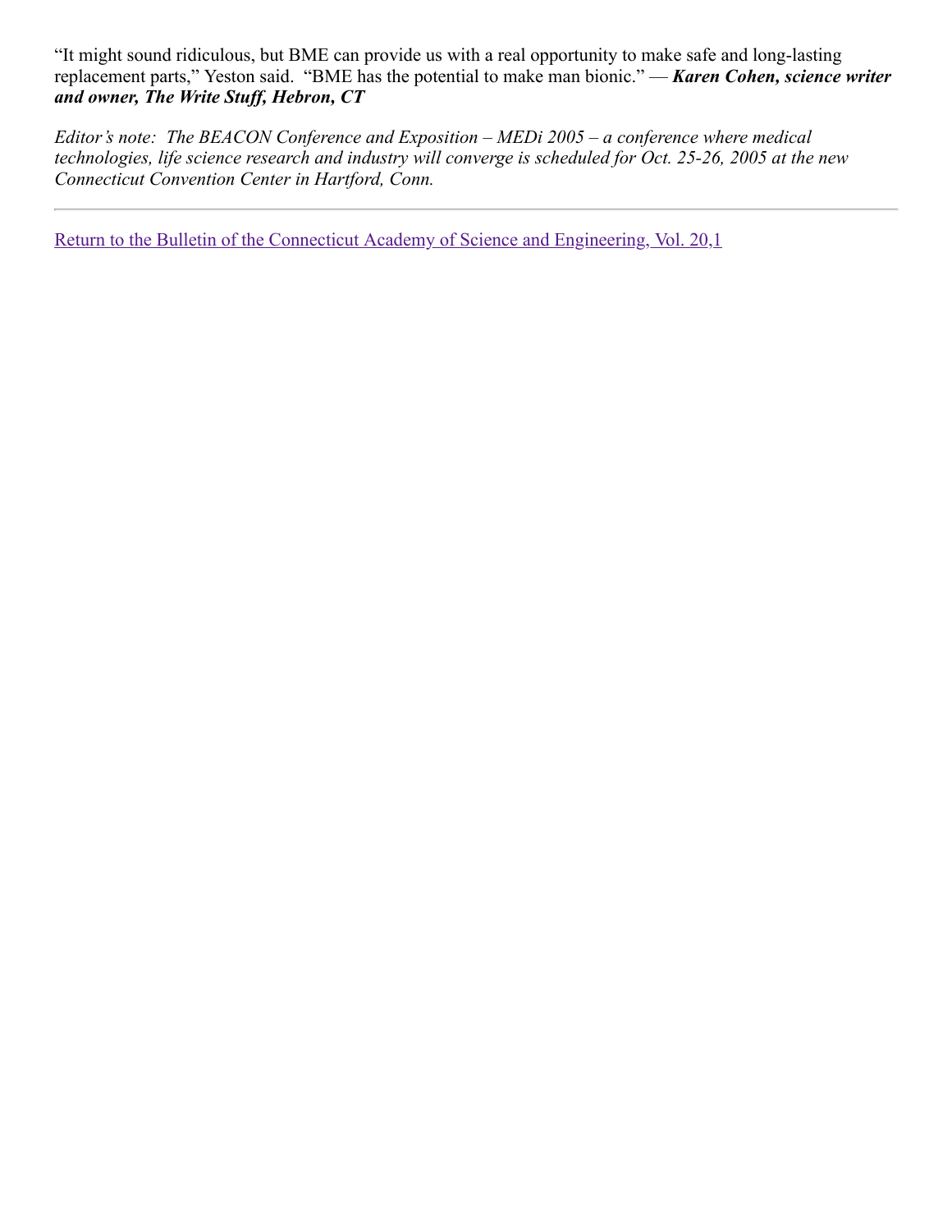"It might sound ridiculous, but BME can provide us with a real opportunity to make safe and long-lasting replacement parts," Yeston said. "BME has the potential to make man bionic." — ***Karen Cohen, science writer and owner, The Write Stuff, Hebron, CT***

*Editor's note: The BEACON Conference and Exposition – MEDi 2005 – a conference where medical technologies, life science research and industry will converge is scheduled for Oct. 25-26, 2005 at the new Connecticut Convention Center in Hartford, Conn.*

---

Return to the Bulletin of the Connecticut Academy of Science and Engineering, Vol. 20,1